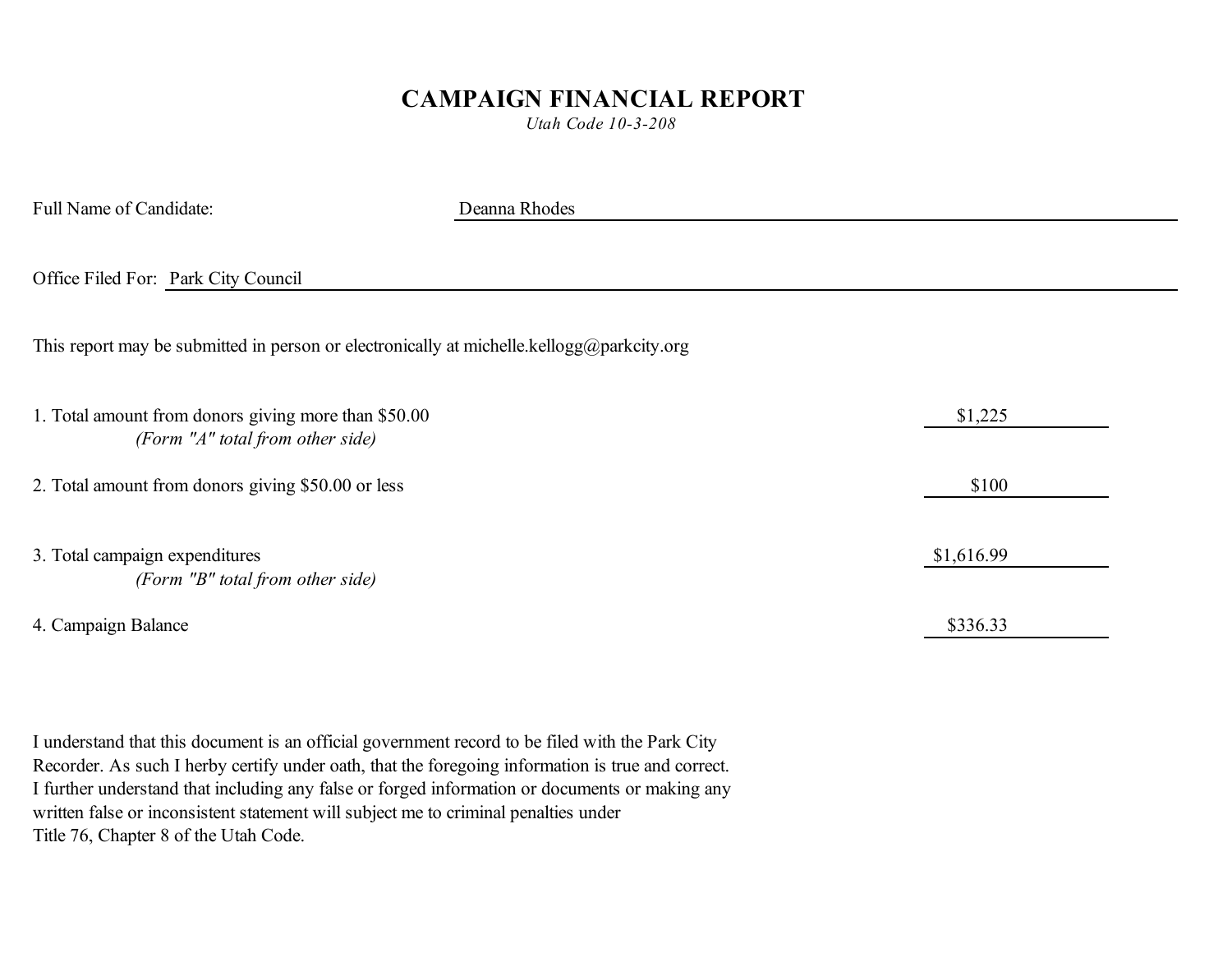# CAMPAIGN FINANCIAL REPORT

*Utah Code 10-3-208*

Full Name of Candidate: Deanna Rhodes

Office Filed For: Park City Council

This report may be submitted in person or electronically at michelle.kellogg@parkcity.org

1. Total amount from donors giving more than $50.00 — $1,225
   *(Form "A" total from other side)*

2. Total amount from donors giving $50.00 or less — $100

3. Total campaign expenditures — $1,616.99
   *(Form "B" total from other side)*

4. Campaign Balance — $336.33

I understand that this document is an official government record to be filed with the Park City Recorder. As such I herby certify under oath, that the foregoing information is true and correct. I further understand that including any false or forged information or documents or making any written false or inconsistent statement will subject me to criminal penalties under Title 76, Chapter 8 of the Utah Code.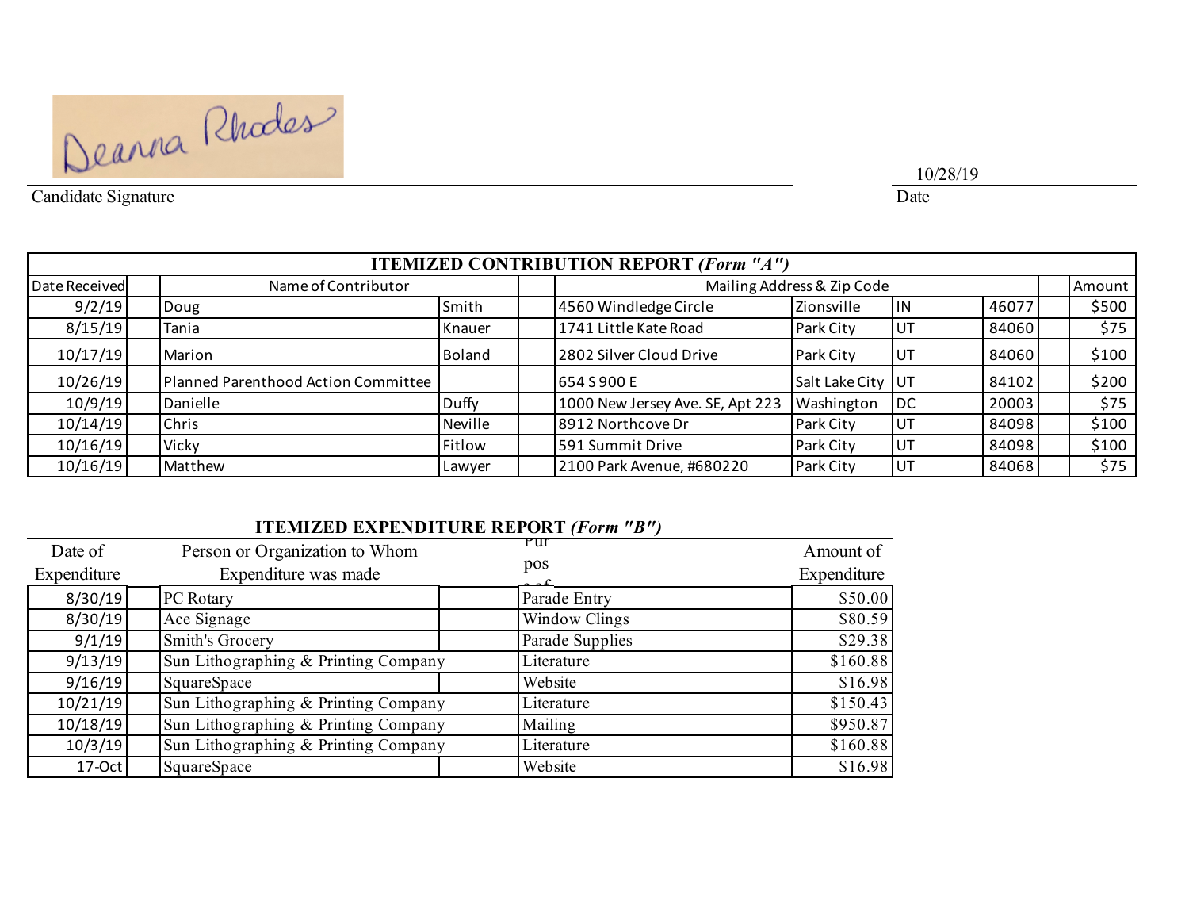Deanna Rhodes

Candidate Signature

10/28/19

Date

## ITEMIZED CONTRIBUTION REPORT *(Form "A")*

| Date Received | Name of Contributor | | Mailing Address & Zip Code | | | | Amount |
|---|---|---|---|---|---|---|---|
| 9/2/19 | Doug | Smith | 4560 Windledge Circle | Zionsville | IN | 46077 | $500 |
| 8/15/19 | Tania | Knauer | 1741 Little Kate Road | Park City | UT | 84060 | $75 |
| 10/17/19 | Marion | Boland | 2802 Silver Cloud Drive | Park City | UT | 84060 | $100 |
| 10/26/19 | Planned Parenthood Action Committee | | 654 S 900 E | Salt Lake City | UT | 84102 | $200 |
| 10/9/19 | Danielle | Duffy | 1000 New Jersey Ave. SE, Apt 223 | Washington | DC | 20003 | $75 |
| 10/14/19 | Chris | Neville | 8912 Northcove Dr | Park City | UT | 84098 | $100 |
| 10/16/19 | Vicky | Fitlow | 591 Summit Drive | Park City | UT | 84098 | $100 |
| 10/16/19 | Matthew | Lawyer | 2100 Park Avenue, #680220 | Park City | UT | 84068 | $75 |

## ITEMIZED EXPENDITURE REPORT *(Form "B")*

| Date of Expenditure | Person or Organization to Whom Expenditure was made | Purpose of | Amount of Expenditure |
|---|---|---|---|
| 8/30/19 | PC Rotary | Parade Entry | $50.00 |
| 8/30/19 | Ace Signage | Window Clings | $80.59 |
| 9/1/19 | Smith's Grocery | Parade Supplies | $29.38 |
| 9/13/19 | Sun Lithographing & Printing Company | Literature | $160.88 |
| 9/16/19 | SquareSpace | Website | $16.98 |
| 10/21/19 | Sun Lithographing & Printing Company | Literature | $150.43 |
| 10/18/19 | Sun Lithographing & Printing Company | Mailing | $950.87 |
| 10/3/19 | Sun Lithographing & Printing Company | Literature | $160.88 |
| 17-Oct | SquareSpace | Website | $16.98 |